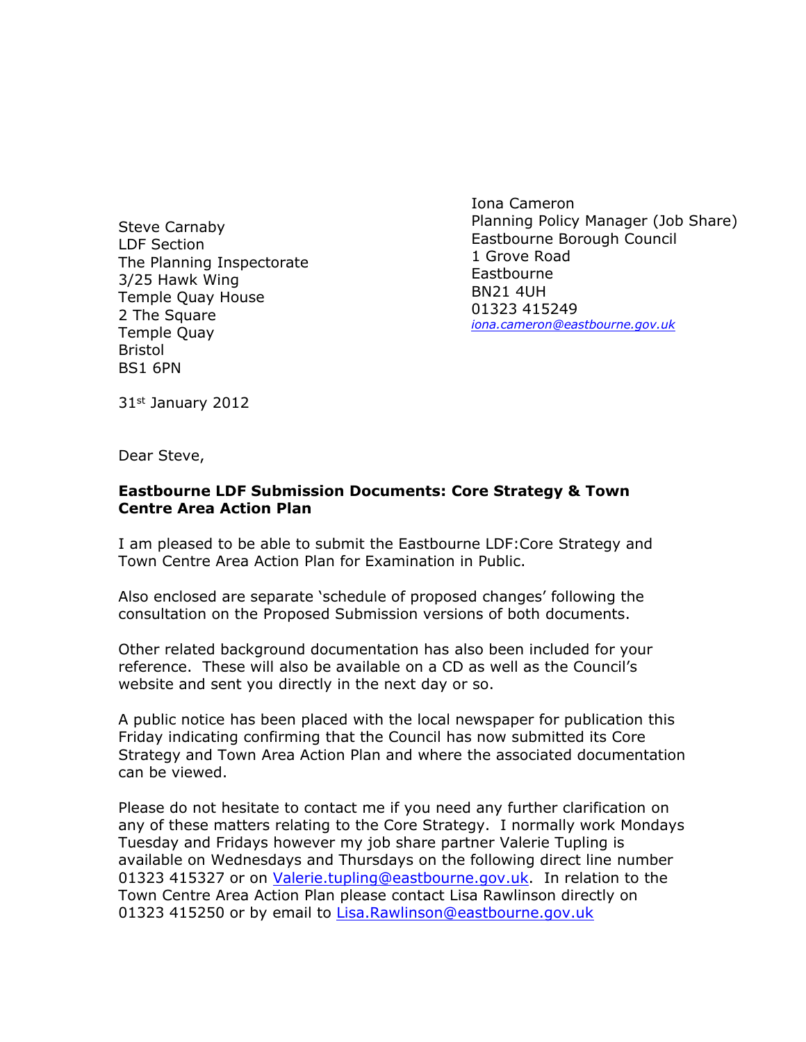Iona Cameron
Planning Policy Manager (Job Share)
Eastbourne Borough Council
1 Grove Road
Eastbourne
BN21 4UH
01323 415249
*iona.cameron@eastbourne.gov.uk*

Steve Carnaby
LDF Section
The Planning Inspectorate
3/25 Hawk Wing
Temple Quay House
2 The Square
Temple Quay
Bristol
BS1 6PN

31st January 2012

Dear Steve,

**Eastbourne LDF Submission Documents: Core Strategy & Town Centre Area Action Plan**

I am pleased to be able to submit the Eastbourne LDF:Core Strategy and Town Centre Area Action Plan for Examination in Public.

Also enclosed are separate 'schedule of proposed changes' following the consultation on the Proposed Submission versions of both documents.

Other related background documentation has also been included for your reference. These will also be available on a CD as well as the Council's website and sent you directly in the next day or so.

A public notice has been placed with the local newspaper for publication this Friday indicating confirming that the Council has now submitted its Core Strategy and Town Area Action Plan and where the associated documentation can be viewed.

Please do not hesitate to contact me if you need any further clarification on any of these matters relating to the Core Strategy. I normally work Mondays Tuesday and Fridays however my job share partner Valerie Tupling is available on Wednesdays and Thursdays on the following direct line number 01323 415327 or on Valerie.tupling@eastbourne.gov.uk. In relation to the Town Centre Area Action Plan please contact Lisa Rawlinson directly on 01323 415250 or by email to Lisa.Rawlinson@eastbourne.gov.uk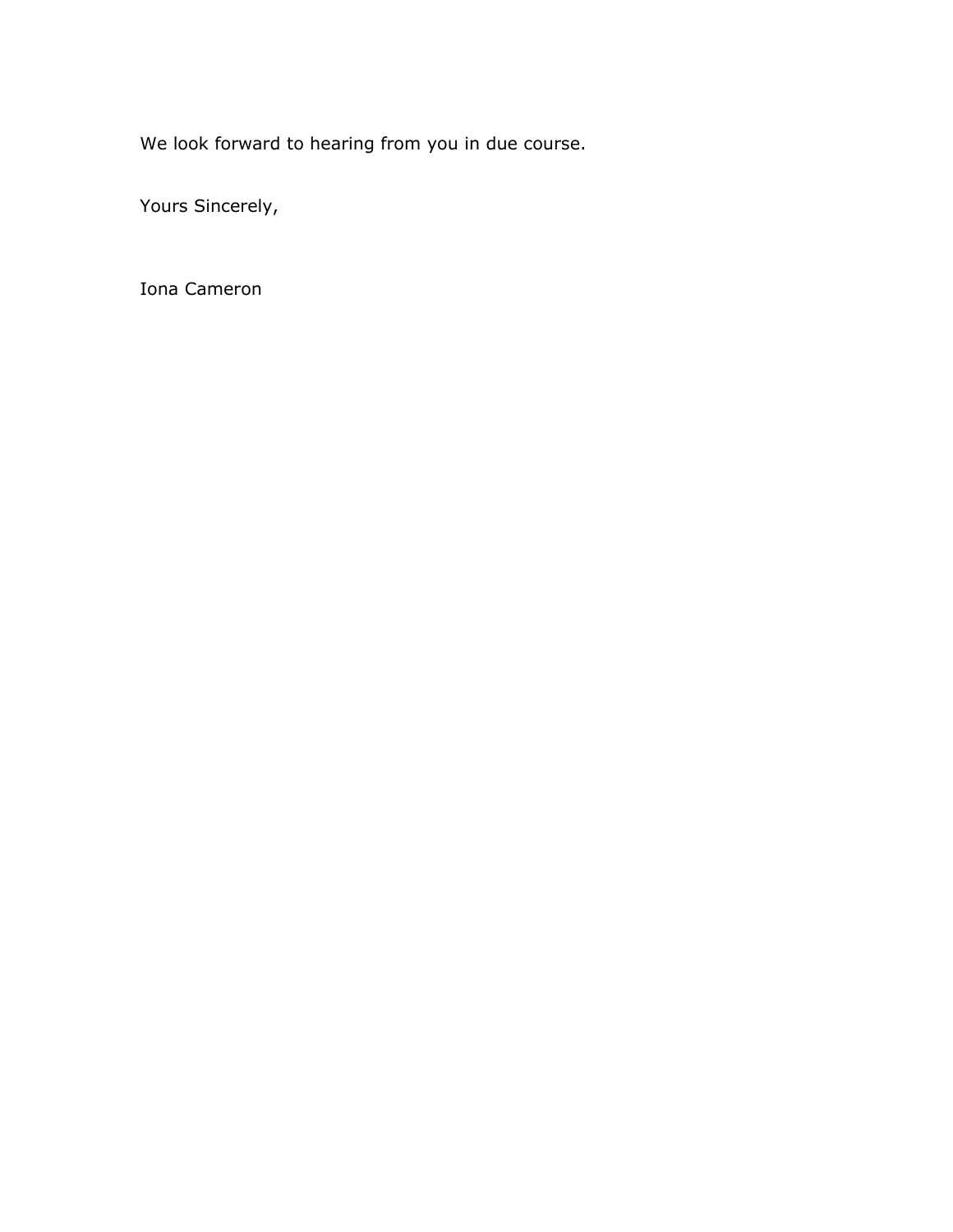We look forward to hearing from you in due course.

Yours Sincerely,

Iona Cameron